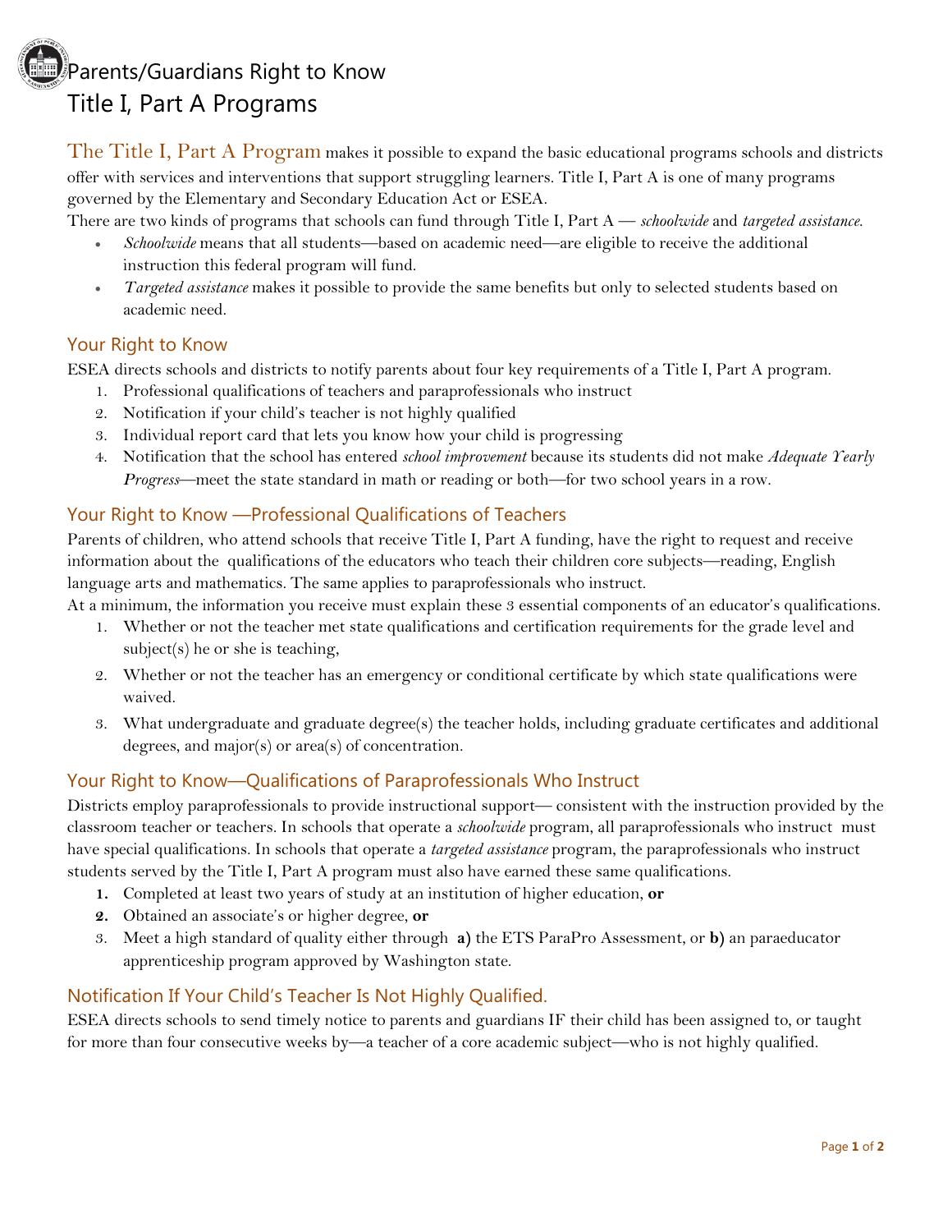# Parents/Guardians Right to Know

# Title I, Part A Programs

**The Title I, Part A Program** makes it possible to expand the basic educational programs schools and districts offer with services and interventions that support struggling learners. Title I, Part A is one of many programs governed by the Elementary and Secondary Education Act or ESEA.

There are two kinds of programs that schools can fund through Title I, Part A — *schoolwide* and *targeted assistance.*

- *Schoolwide* means that all students—based on academic need—are eligible to receive the additional instruction this federal program will fund.
- *Targeted assistance* makes it possible to provide the same benefits but only to selected students based on academic need.

## Your Right to Know

ESEA directs schools and districts to notify parents about four key requirements of a Title I, Part A program.

1. Professional qualifications of teachers and paraprofessionals who instruct
2. Notification if your child's teacher is not highly qualified
3. Individual report card that lets you know how your child is progressing
4. Notification that the school has entered *school improvement* because its students did not make *Adequate Yearly Progress*—meet the state standard in math or reading or both—for two school years in a row.

## Your Right to Know —Professional Qualifications of Teachers

Parents of children, who attend schools that receive Title I, Part A funding, have the right to request and receive information about the qualifications of the educators who teach their children core subjects—reading, English language arts and mathematics. The same applies to paraprofessionals who instruct.

At a minimum, the information you receive must explain these 3 essential components of an educator's qualifications.

1. Whether or not the teacher met state qualifications and certification requirements for the grade level and subject(s) he or she is teaching,
2. Whether or not the teacher has an emergency or conditional certificate by which state qualifications were waived.
3. What undergraduate and graduate degree(s) the teacher holds, including graduate certificates and additional degrees, and major(s) or area(s) of concentration.

## Your Right to Know—Qualifications of Paraprofessionals Who Instruct

Districts employ paraprofessionals to provide instructional support— consistent with the instruction provided by the classroom teacher or teachers. In schools that operate a *schoolwide* program, all paraprofessionals who instruct must have special qualifications. In schools that operate a *targeted assistance* program, the paraprofessionals who instruct students served by the Title I, Part A program must also have earned these same qualifications.

1. Completed at least two years of study at an institution of higher education, **or**
2. Obtained an associate's or higher degree, **or**
3. Meet a high standard of quality either through **a)** the ETS ParaPro Assessment, or **b)** an paraeducator apprenticeship program approved by Washington state.

## Notification If Your Child's Teacher Is Not Highly Qualified.

ESEA directs schools to send timely notice to parents and guardians IF their child has been assigned to, or taught for more than four consecutive weeks by—a teacher of a core academic subject—who is not highly qualified.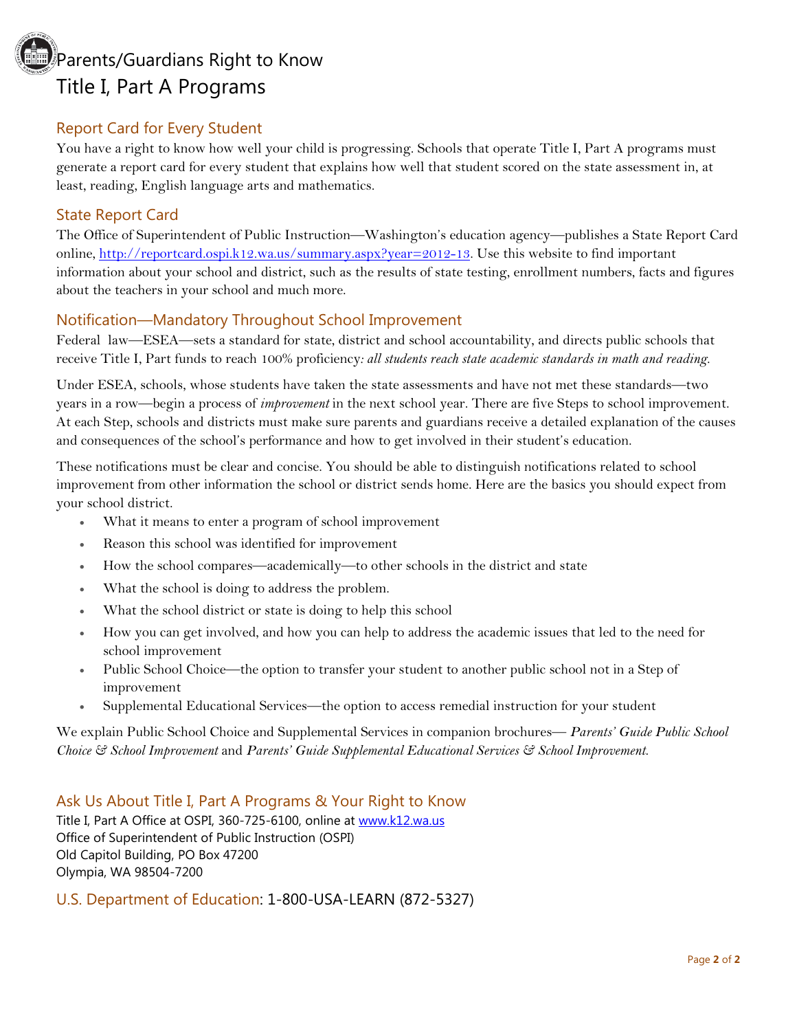# Parents/Guardians Right to Know

# Title I, Part A Programs

## Report Card for Every Student

You have a right to know how well your child is progressing. Schools that operate Title I, Part A programs must generate a report card for every student that explains how well that student scored on the state assessment in, at least, reading, English language arts and mathematics.

## State Report Card

The Office of Superintendent of Public Instruction—Washington's education agency—publishes a State Report Card online, [http://reportcard.ospi.k12.wa.us/summary.aspx?year=2012-13](http://reportcard.ospi.k12.wa.us/summary.aspx?year=2012-13). Use this website to find important information about your school and district, such as the results of state testing, enrollment numbers, facts and figures about the teachers in your school and much more.

## Notification—Mandatory Throughout School Improvement

Federal law—ESEA—sets a standard for state, district and school accountability, and directs public schools that receive Title I, Part funds to reach 100% proficiency*: all students reach state academic standards in math and reading.*

Under ESEA, schools, whose students have taken the state assessments and have not met these standards—two years in a row—begin a process of *improvement* in the next school year. There are five Steps to school improvement. At each Step, schools and districts must make sure parents and guardians receive a detailed explanation of the causes and consequences of the school's performance and how to get involved in their student's education.

These notifications must be clear and concise. You should be able to distinguish notifications related to school improvement from other information the school or district sends home. Here are the basics you should expect from your school district.

- What it means to enter a program of school improvement
- Reason this school was identified for improvement
- How the school compares—academically—to other schools in the district and state
- What the school is doing to address the problem.
- What the school district or state is doing to help this school
- How you can get involved, and how you can help to address the academic issues that led to the need for school improvement
- Public School Choice—the option to transfer your student to another public school not in a Step of improvement
- Supplemental Educational Services—the option to access remedial instruction for your student

We explain Public School Choice and Supplemental Services in companion brochures— *Parents' Guide Public School Choice & School Improvement* and *Parents' Guide Supplemental Educational Services & School Improvement.*

## Ask Us About Title I, Part A Programs & Your Right to Know

Title I, Part A Office at OSPI, 360-725-6100, online at [www.k12.wa.us](http://www.k12.wa.us)
Office of Superintendent of Public Instruction (OSPI)
Old Capitol Building, PO Box 47200
Olympia, WA 98504-7200

## U.S. Department of Education: 1-800-USA-LEARN (872-5327)